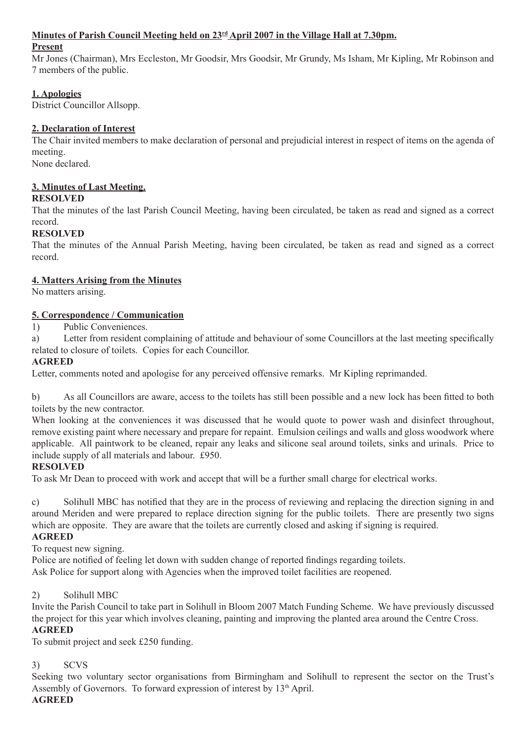**Minutes of Parish Council Meeting held on 23rd April 2007 in the Village Hall at 7.30pm.**

**Present**

Mr Jones (Chairman), Mrs Eccleston, Mr Goodsir, Mrs Goodsir, Mr Grundy, Ms Isham, Mr Kipling, Mr Robinson and 7 members of the public.

**1. Apologies**

District Councillor Allsopp.

**2. Declaration of Interest**

The Chair invited members to make declaration of personal and prejudicial interest in respect of items on the agenda of meeting.

None declared.

**3. Minutes of Last Meeting.**

**RESOLVED**

That the minutes of the last Parish Council Meeting, having been circulated, be taken as read and signed as a correct record.

**RESOLVED**

That the minutes of the Annual Parish Meeting, having been circulated, be taken as read and signed as a correct record.

**4. Matters Arising from the Minutes**

No matters arising.

**5. Correspondence / Communication**

1) Public Conveniences.

a) Letter from resident complaining of attitude and behaviour of some Councillors at the last meeting specifically related to closure of toilets. Copies for each Councillor.

**AGREED**

Letter, comments noted and apologise for any perceived offensive remarks. Mr Kipling reprimanded.

b) As all Councillors are aware, access to the toilets has still been possible and a new lock has been fitted to both toilets by the new contractor.

When looking at the conveniences it was discussed that he would quote to power wash and disinfect throughout, remove existing paint where necessary and prepare for repaint. Emulsion ceilings and walls and gloss woodwork where applicable. All paintwork to be cleaned, repair any leaks and silicone seal around toilets, sinks and urinals. Price to include supply of all materials and labour. £950.

**RESOLVED**

To ask Mr Dean to proceed with work and accept that will be a further small charge for electrical works.

c) Solihull MBC has notified that they are in the process of reviewing and replacing the direction signing in and around Meriden and were prepared to replace direction signing for the public toilets. There are presently two signs which are opposite. They are aware that the toilets are currently closed and asking if signing is required.

**AGREED**

To request new signing.

Police are notified of feeling let down with sudden change of reported findings regarding toilets.

Ask Police for support along with Agencies when the improved toilet facilities are reopened.

2) Solihull MBC

Invite the Parish Council to take part in Solihull in Bloom 2007 Match Funding Scheme. We have previously discussed the project for this year which involves cleaning, painting and improving the planted area around the Centre Cross.

**AGREED**

To submit project and seek £250 funding.

3) SCVS

Seeking two voluntary sector organisations from Birmingham and Solihull to represent the sector on the Trust's Assembly of Governors. To forward expression of interest by 13th April.

**AGREED**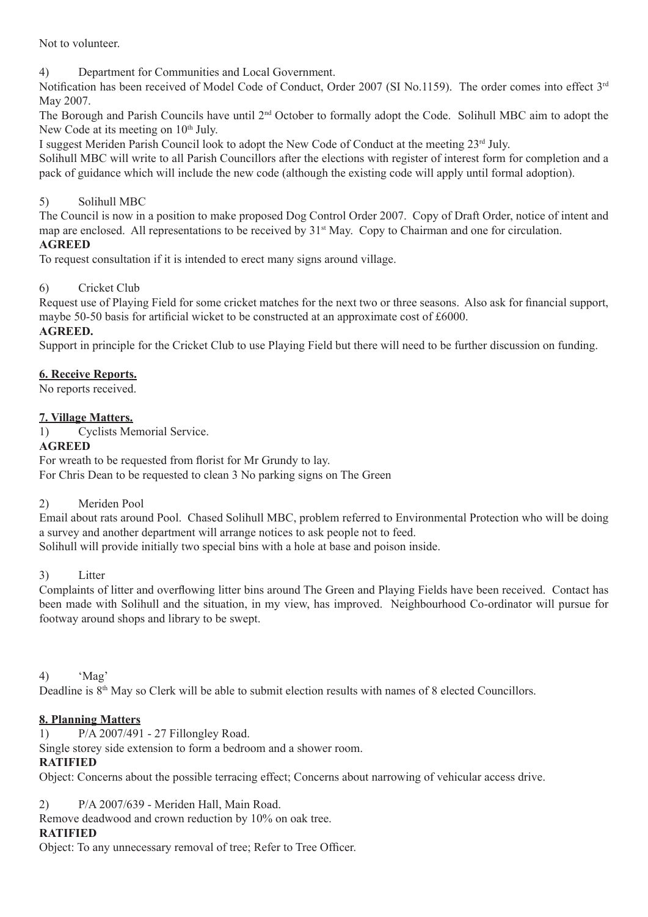Not to volunteer.

4) Department for Communities and Local Government.

Notification has been received of Model Code of Conduct, Order 2007 (SI No.1159). The order comes into effect 3rd May 2007.

The Borough and Parish Councils have until 2nd October to formally adopt the Code. Solihull MBC aim to adopt the New Code at its meeting on 10th July.

I suggest Meriden Parish Council look to adopt the New Code of Conduct at the meeting 23rd July.

Solihull MBC will write to all Parish Councillors after the elections with register of interest form for completion and a pack of guidance which will include the new code (although the existing code will apply until formal adoption).

5) Solihull MBC

The Council is now in a position to make proposed Dog Control Order 2007. Copy of Draft Order, notice of intent and map are enclosed. All representations to be received by 31st May. Copy to Chairman and one for circulation.

**AGREED**

To request consultation if it is intended to erect many signs around village.

6) Cricket Club

Request use of Playing Field for some cricket matches for the next two or three seasons. Also ask for financial support, maybe 50-50 basis for artificial wicket to be constructed at an approximate cost of £6000.

**AGREED.**

Support in principle for the Cricket Club to use Playing Field but there will need to be further discussion on funding.

**6. Receive Reports.**

No reports received.

**7. Village Matters.**

1) Cyclists Memorial Service.

**AGREED**

For wreath to be requested from florist for Mr Grundy to lay.
For Chris Dean to be requested to clean 3 No parking signs on The Green

2) Meriden Pool

Email about rats around Pool. Chased Solihull MBC, problem referred to Environmental Protection who will be doing a survey and another department will arrange notices to ask people not to feed.
Solihull will provide initially two special bins with a hole at base and poison inside.

3) Litter

Complaints of litter and overflowing litter bins around The Green and Playing Fields have been received. Contact has been made with Solihull and the situation, in my view, has improved. Neighbourhood Co-ordinator will pursue for footway around shops and library to be swept.

4) 'Mag'

Deadline is 8th May so Clerk will be able to submit election results with names of 8 elected Councillors.

**8. Planning Matters**

1) P/A 2007/491 - 27 Fillongley Road.

Single storey side extension to form a bedroom and a shower room.

**RATIFIED**

Object: Concerns about the possible terracing effect; Concerns about narrowing of vehicular access drive.

2) P/A 2007/639 - Meriden Hall, Main Road.

Remove deadwood and crown reduction by 10% on oak tree.

**RATIFIED**

Object: To any unnecessary removal of tree; Refer to Tree Officer.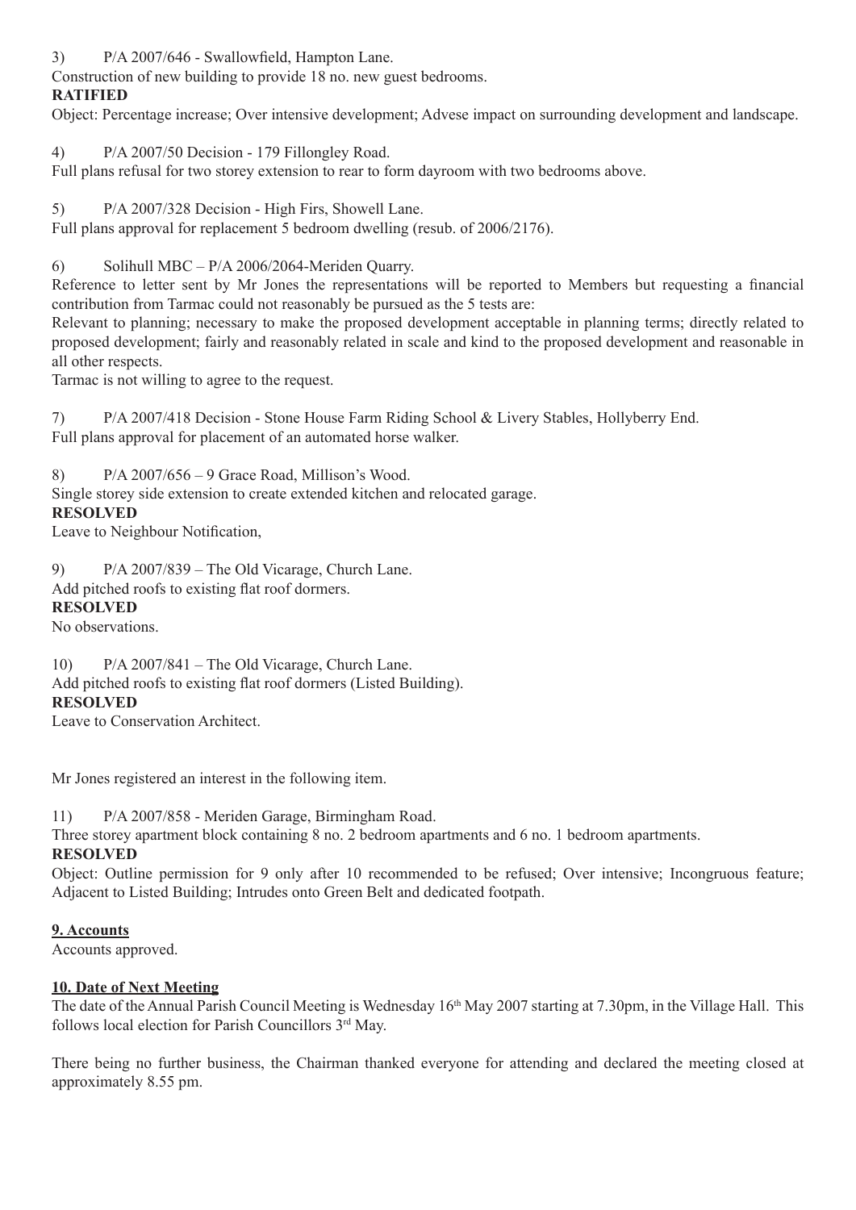3) P/A 2007/646 - Swallowfield, Hampton Lane.
Construction of new building to provide 18 no. new guest bedrooms.
**RATIFIED**
Object: Percentage increase; Over intensive development; Advese impact on surrounding development and landscape.

4) P/A 2007/50 Decision - 179 Fillongley Road.
Full plans refusal for two storey extension to rear to form dayroom with two bedrooms above.

5) P/A 2007/328 Decision - High Firs, Showell Lane.
Full plans approval for replacement 5 bedroom dwelling (resub. of 2006/2176).

6) Solihull MBC – P/A 2006/2064-Meriden Quarry.
Reference to letter sent by Mr Jones the representations will be reported to Members but requesting a financial contribution from Tarmac could not reasonably be pursued as the 5 tests are:
Relevant to planning; necessary to make the proposed development acceptable in planning terms; directly related to proposed development; fairly and reasonably related in scale and kind to the proposed development and reasonable in all other respects.
Tarmac is not willing to agree to the request.

7) P/A 2007/418 Decision - Stone House Farm Riding School & Livery Stables, Hollyberry End.
Full plans approval for placement of an automated horse walker.

8) P/A 2007/656 – 9 Grace Road, Millison's Wood.
Single storey side extension to create extended kitchen and relocated garage.
**RESOLVED**
Leave to Neighbour Notification,

9) P/A 2007/839 – The Old Vicarage, Church Lane.
Add pitched roofs to existing flat roof dormers.
**RESOLVED**
No observations.

10) P/A 2007/841 – The Old Vicarage, Church Lane.
Add pitched roofs to existing flat roof dormers (Listed Building).
**RESOLVED**
Leave to Conservation Architect.

Mr Jones registered an interest in the following item.

11) P/A 2007/858 - Meriden Garage, Birmingham Road.
Three storey apartment block containing 8 no. 2 bedroom apartments and 6 no. 1 bedroom apartments.
**RESOLVED**
Object: Outline permission for 9 only after 10 recommended to be refused; Over intensive; Incongruous feature; Adjacent to Listed Building; Intrudes onto Green Belt and dedicated footpath.

**9. Accounts**

Accounts approved.

**10. Date of Next Meeting**

The date of the Annual Parish Council Meeting is Wednesday 16th May 2007 starting at 7.30pm, in the Village Hall. This follows local election for Parish Councillors 3rd May.

There being no further business, the Chairman thanked everyone for attending and declared the meeting closed at approximately 8.55 pm.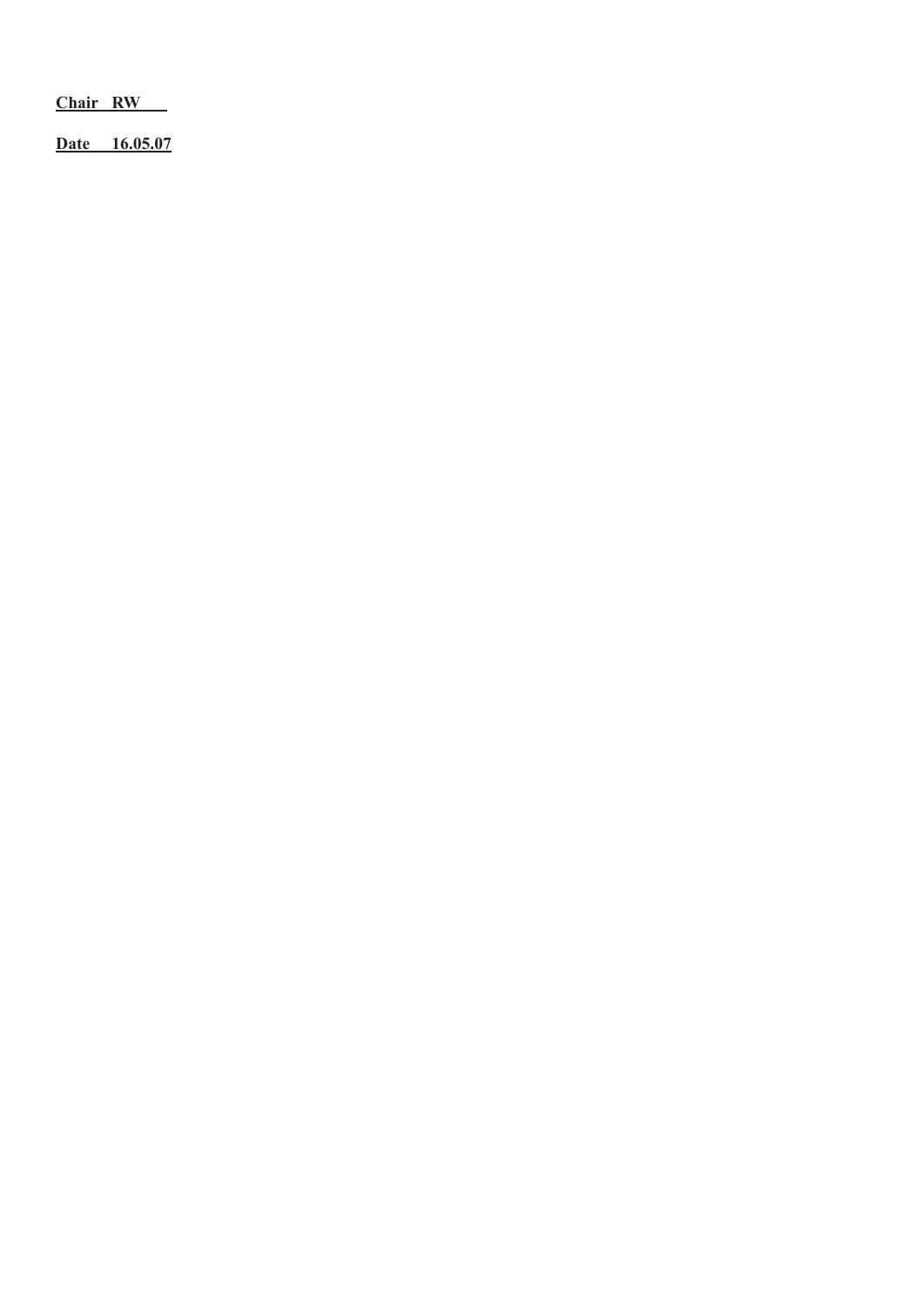**Chair RW**

**Date 16.05.07**